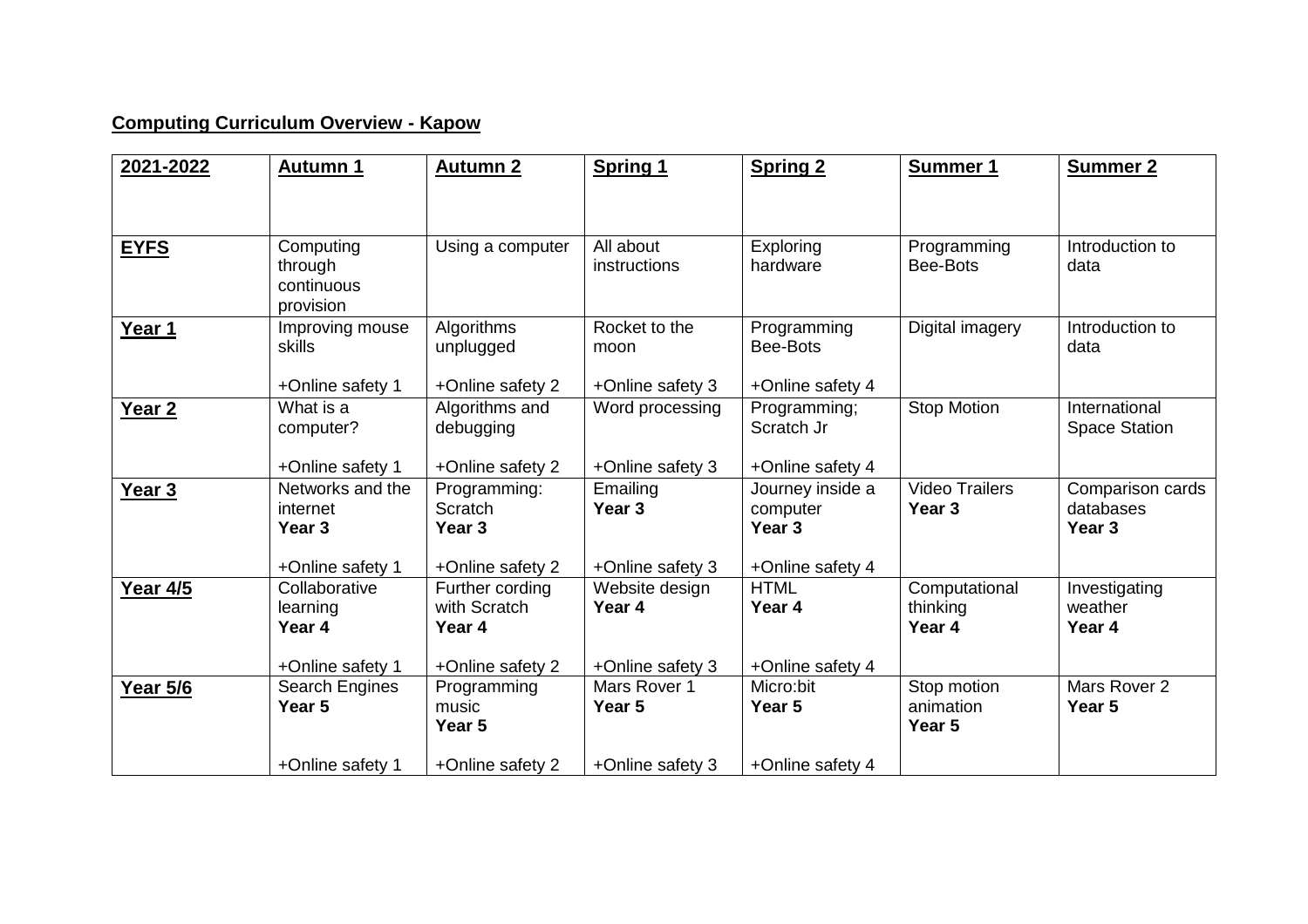**Computing Curriculum Overview - Kapow**

| **2021-2022** | **Autumn 1** | **Autumn 2** | **Spring 1** | **Spring 2** | **Summer 1** | **Summer 2** |
|---|---|---|---|---|---|---|
| **EYFS** | Computing through continuous provision | Using a computer | All about instructions | Exploring hardware | Programming Bee-Bots | Introduction to data |
| **Year 1** | Improving mouse skills<br><br>+Online safety 1 | Algorithms unplugged<br><br>+Online safety 2 | Rocket to the moon<br><br>+Online safety 3 | Programming Bee-Bots<br><br>+Online safety 4 | Digital imagery | Introduction to data |
| **Year 2** | What is a computer?<br><br>+Online safety 1 | Algorithms and debugging<br><br>+Online safety 2 | Word processing<br><br>+Online safety 3 | Programming; Scratch Jr<br><br>+Online safety 4 | Stop Motion | International Space Station |
| **Year 3** | Networks and the internet<br>**Year 3**<br><br>+Online safety 1 | Programming: Scratch<br>**Year 3**<br><br>+Online safety 2 | Emailing<br>**Year 3**<br><br>+Online safety 3 | Journey inside a computer<br>**Year 3**<br><br>+Online safety 4 | Video Trailers<br>**Year 3** | Comparison cards databases<br>**Year 3** |
| **Year 4/5** | Collaborative learning<br>**Year 4**<br><br>+Online safety 1 | Further cording with Scratch<br>**Year 4**<br><br>+Online safety 2 | Website design<br>**Year 4**<br><br>+Online safety 3 | HTML<br>**Year 4**<br><br>+Online safety 4 | Computational thinking<br>**Year 4** | Investigating weather<br>**Year 4** |
| **Year 5/6** | Search Engines<br>**Year 5**<br><br>+Online safety 1 | Programming music<br>**Year 5**<br><br>+Online safety 2 | Mars Rover 1<br>**Year 5**<br><br>+Online safety 3 | Micro:bit<br>**Year 5**<br><br>+Online safety 4 | Stop motion animation<br>**Year 5** | Mars Rover 2<br>**Year 5** |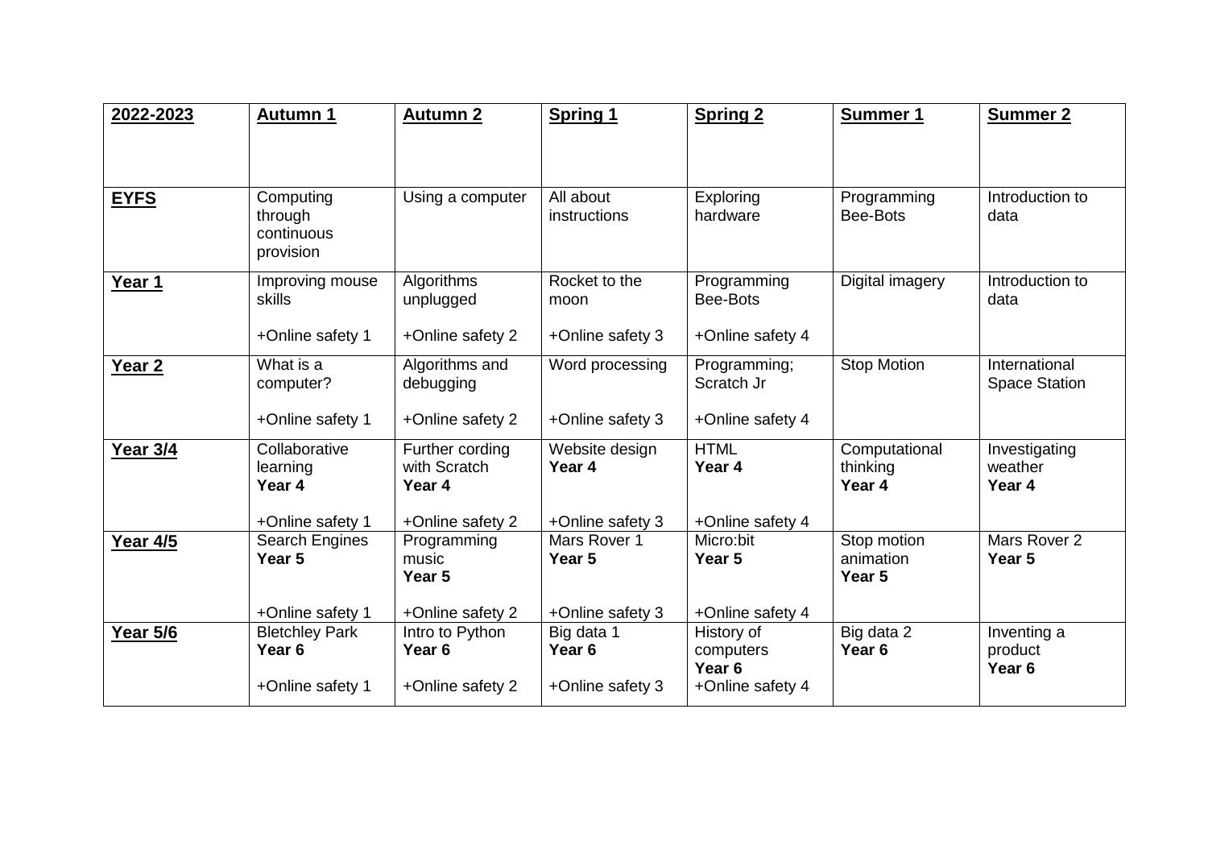| **2022-2023** | **Autumn 1** | **Autumn 2** | **Spring 1** | **Spring 2** | **Summer 1** | **Summer 2** |
|---|---|---|---|---|---|---|
| **EYFS** | Computing through continuous provision | Using a computer | All about instructions | Exploring hardware | Programming Bee-Bots | Introduction to data |
| **Year 1** | Improving mouse skills<br><br>+Online safety 1 | Algorithms unplugged<br><br>+Online safety 2 | Rocket to the moon<br><br>+Online safety 3 | Programming Bee-Bots<br><br>+Online safety 4 | Digital imagery | Introduction to data |
| **Year 2** | What is a computer?<br><br>+Online safety 1 | Algorithms and debugging<br><br>+Online safety 2 | Word processing<br><br>+Online safety 3 | Programming; Scratch Jr<br><br>+Online safety 4 | Stop Motion | International Space Station |
| **Year 3/4** | Collaborative learning<br>**Year 4**<br><br>+Online safety 1 | Further cording with Scratch<br>**Year 4**<br><br>+Online safety 2 | Website design<br>**Year 4**<br><br>+Online safety 3 | HTML<br>**Year 4**<br><br>+Online safety 4 | Computational thinking<br>**Year 4** | Investigating weather<br>**Year 4** |
| **Year 4/5** | Search Engines<br>**Year 5**<br><br>+Online safety 1 | Programming music<br>**Year 5**<br><br>+Online safety 2 | Mars Rover 1<br>**Year 5**<br><br>+Online safety 3 | Micro:bit<br>**Year 5**<br><br>+Online safety 4 | Stop motion animation<br>**Year 5** | Mars Rover 2<br>**Year 5** |
| **Year 5/6** | Bletchley Park<br>**Year 6**<br><br>+Online safety 1 | Intro to Python<br>**Year 6**<br><br>+Online safety 2 | Big data 1<br>**Year 6**<br><br>+Online safety 3 | History of computers<br>**Year 6**<br>+Online safety 4 | Big data 2<br>**Year 6** | Inventing a product<br>**Year 6** |